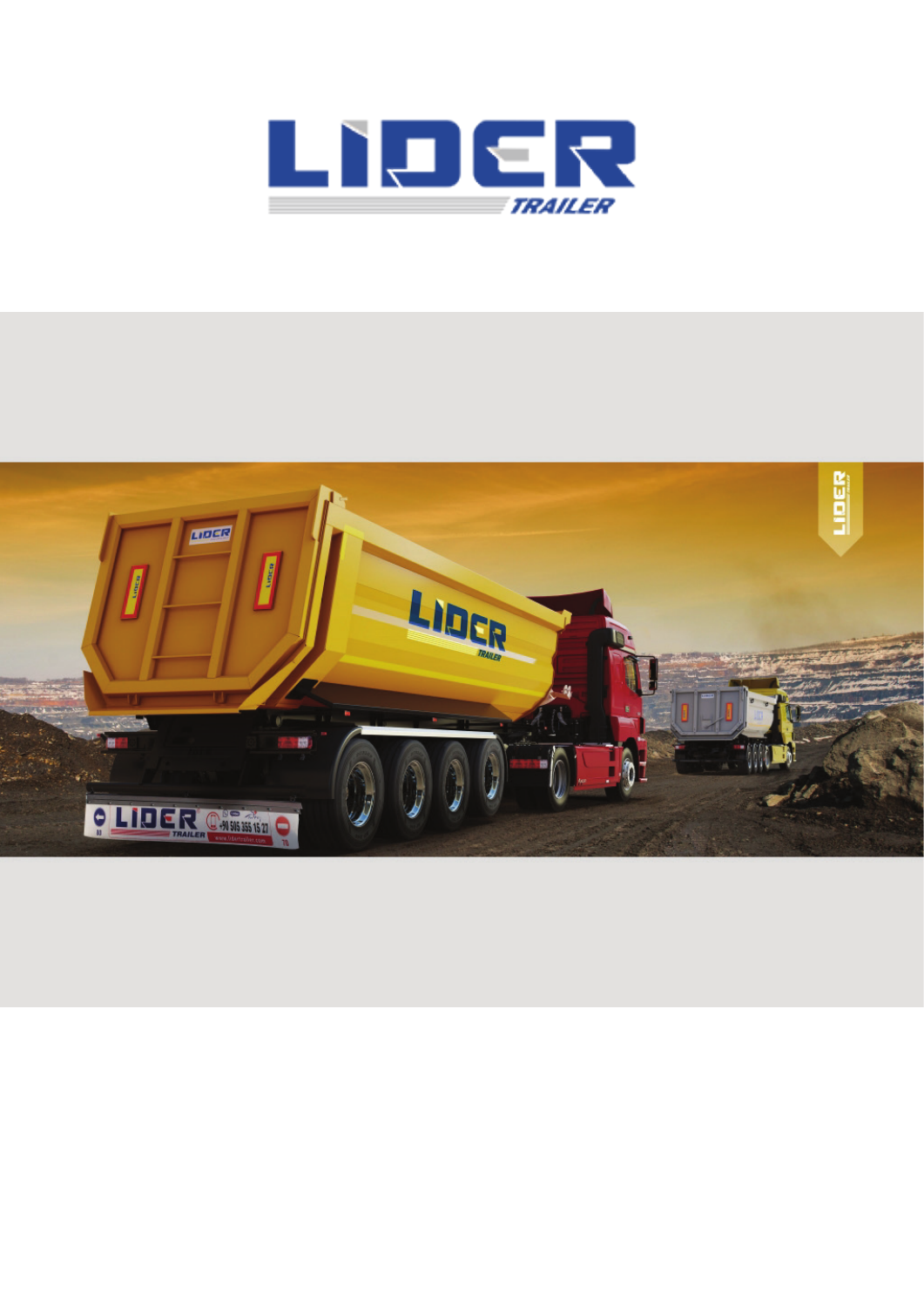# LIDER

TRAILER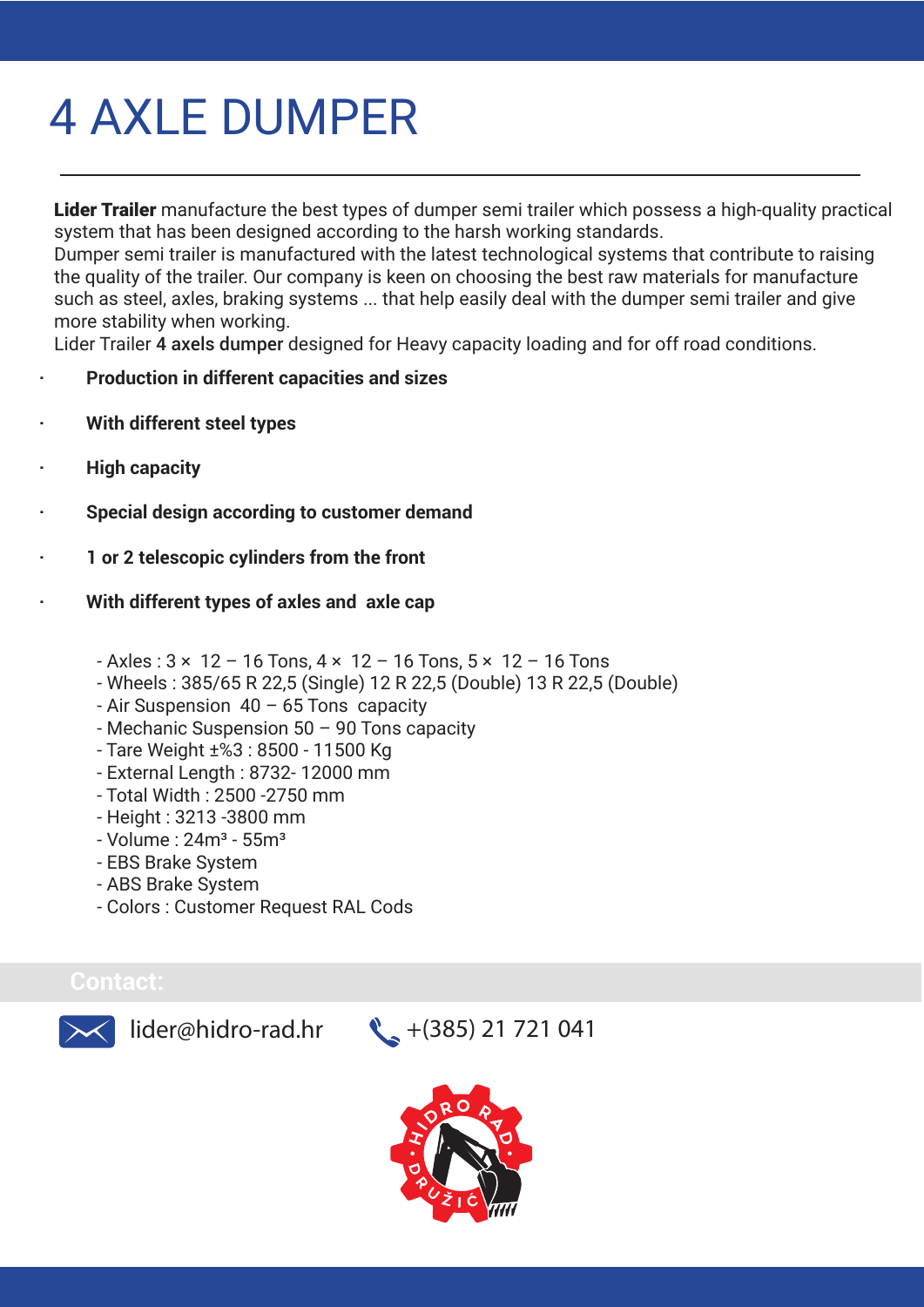# 4 AXLE DUMPER

**Lider Trailer** manufacture the best types of dumper semi trailer which possess a high-quality practical system that has been designed according to the harsh working standards.
Dumper semi trailer is manufactured with the latest technological systems that contribute to raising the quality of the trailer. Our company is keen on choosing the best raw materials for manufacture such as steel, axles, braking systems ... that help easily deal with the dumper semi trailer and give more stability when working.
Lider Trailer **4 axels dumper** designed for Heavy capacity loading and for off road conditions.

- **Production in different capacities and sizes**
- **With different steel types**
- **High capacity**
- **Special design according to customer demand**
- **1 or 2 telescopic cylinders from the front**
- **With different types of axles and axle cap**

- Axles : 3 × 12 – 16 Tons, 4 × 12 – 16 Tons, 5 × 12 – 16 Tons
- Wheels : 385/65 R 22,5 (Single) 12 R 22,5 (Double) 13 R 22,5 (Double)
- Air Suspension 40 – 65 Tons capacity
- Mechanic Suspension 50 – 90 Tons capacity
- Tare Weight ±%3 : 8500 - 11500 Kg
- External Length : 8732- 12000 mm
- Total Width : 2500 -2750 mm
- Height : 3213 -3800 mm
- Volume : 24m³ - 55m³
- EBS Brake System
- ABS Brake System
- Colors : Customer Request RAL Cods

**Contact:**

lider@hidro-rad.hr +(385) 21 721 041

HIDRO RAD · DRUŽIĆ ·